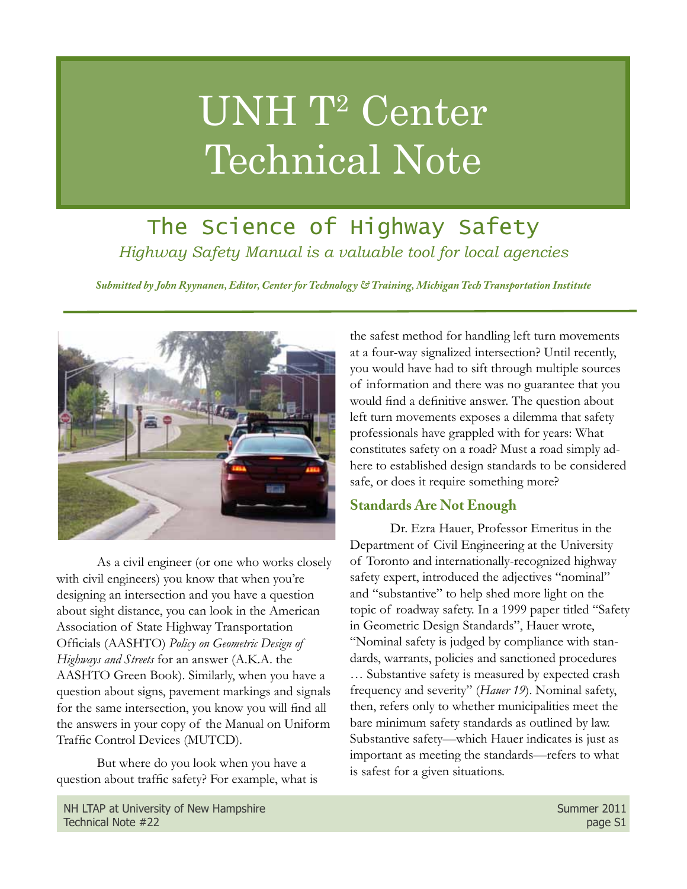# UNH T² Center Technical Note

## The Science of Highway Safety

*Highway Safety Manual is a valuable tool for local agencies*

***Submitted by John Ryynanen, Editor, Center for Technology & Training, Michigan Tech Transportation Institute***

As a civil engineer (or one who works closely with civil engineers) you know that when you're designing an intersection and you have a question about sight distance, you can look in the American Association of State Highway Transportation Officials (AASHTO) *Policy on Geometric Design of Highways and Streets* for an answer (A.K.A. the AASHTO Green Book). Similarly, when you have a question about signs, pavement markings and signals for the same intersection, you know you will find all the answers in your copy of the Manual on Uniform Traffic Control Devices (MUTCD).

But where do you look when you have a question about traffic safety? For example, what is the safest method for handling left turn movements at a four-way signalized intersection? Until recently, you would have had to sift through multiple sources of information and there was no guarantee that you would find a definitive answer. The question about left turn movements exposes a dilemma that safety professionals have grappled with for years: What constitutes safety on a road? Must a road simply adhere to established design standards to be considered safe, or does it require something more?

### Standards Are Not Enough

Dr. Ezra Hauer, Professor Emeritus in the Department of Civil Engineering at the University of Toronto and internationally-recognized highway safety expert, introduced the adjectives "nominal" and "substantive" to help shed more light on the topic of roadway safety. In a 1999 paper titled "Safety in Geometric Design Standards", Hauer wrote, "Nominal safety is judged by compliance with standards, warrants, policies and sanctioned procedures … Substantive safety is measured by expected crash frequency and severity" (*Hauer 19*). Nominal safety, then, refers only to whether municipalities meet the bare minimum safety standards as outlined by law. Substantive safety—which Hauer indicates is just as important as meeting the standards—refers to what is safest for a given situations.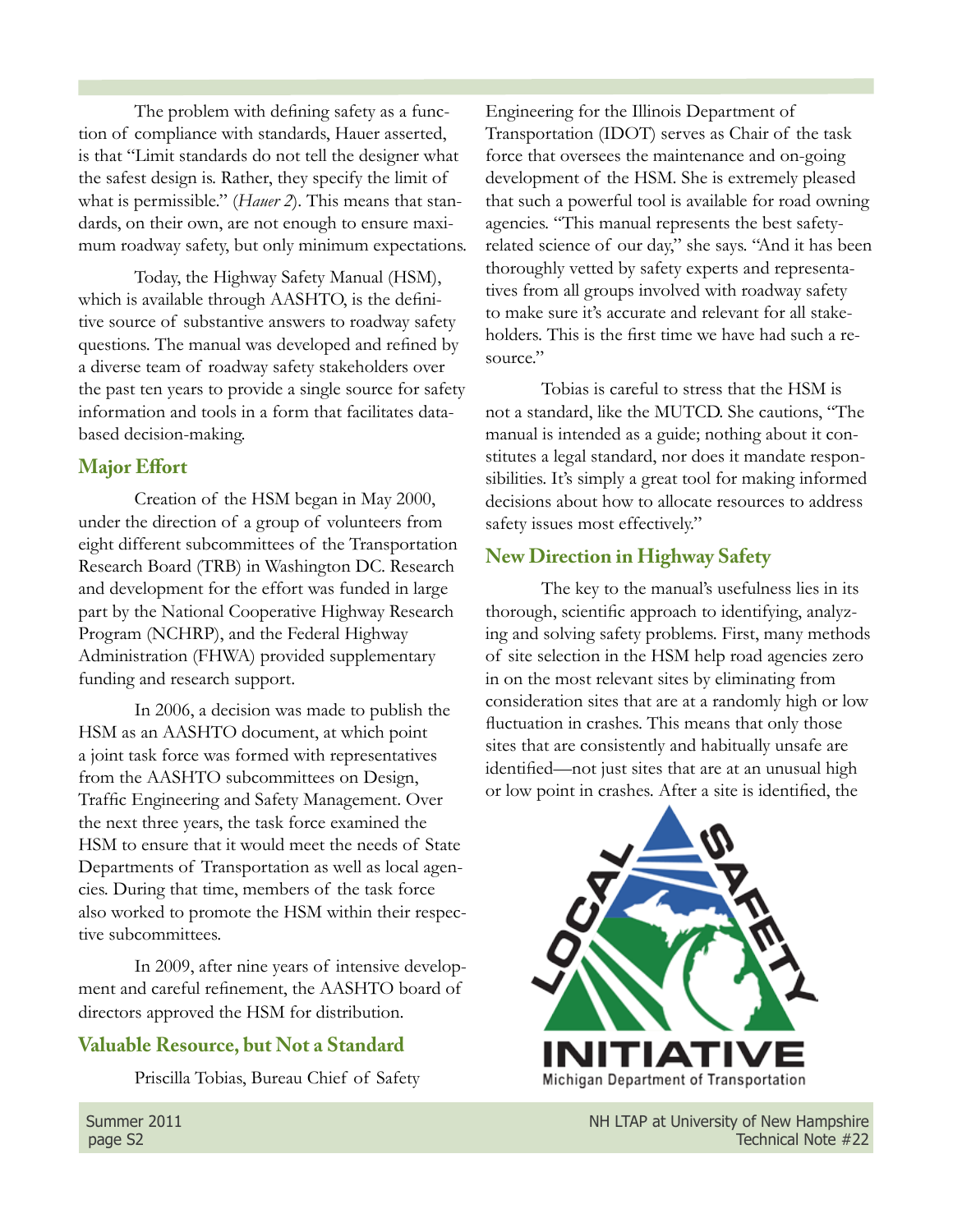The problem with defining safety as a function of compliance with standards, Hauer asserted, is that "Limit standards do not tell the designer what the safest design is. Rather, they specify the limit of what is permissible." (*Hauer 2*). This means that standards, on their own, are not enough to ensure maximum roadway safety, but only minimum expectations.

Today, the Highway Safety Manual (HSM), which is available through AASHTO, is the definitive source of substantive answers to roadway safety questions. The manual was developed and refined by a diverse team of roadway safety stakeholders over the past ten years to provide a single source for safety information and tools in a form that facilitates data-based decision-making.

## Major Effort

Creation of the HSM began in May 2000, under the direction of a group of volunteers from eight different subcommittees of the Transportation Research Board (TRB) in Washington DC. Research and development for the effort was funded in large part by the National Cooperative Highway Research Program (NCHRP), and the Federal Highway Administration (FHWA) provided supplementary funding and research support.

In 2006, a decision was made to publish the HSM as an AASHTO document, at which point a joint task force was formed with representatives from the AASHTO subcommittees on Design, Traffic Engineering and Safety Management. Over the next three years, the task force examined the HSM to ensure that it would meet the needs of State Departments of Transportation as well as local agencies. During that time, members of the task force also worked to promote the HSM within their respective subcommittees.

In 2009, after nine years of intensive development and careful refinement, the AASHTO board of directors approved the HSM for distribution.

## Valuable Resource, but Not a Standard

Priscilla Tobias, Bureau Chief of Safety Engineering for the Illinois Department of Transportation (IDOT) serves as Chair of the task force that oversees the maintenance and on-going development of the HSM. She is extremely pleased that such a powerful tool is available for road owning agencies. "This manual represents the best safety-related science of our day," she says. "And it has been thoroughly vetted by safety experts and representatives from all groups involved with roadway safety to make sure it's accurate and relevant for all stakeholders. This is the first time we have had such a resource."

Tobias is careful to stress that the HSM is not a standard, like the MUTCD. She cautions, "The manual is intended as a guide; nothing about it constitutes a legal standard, nor does it mandate responsibilities. It's simply a great tool for making informed decisions about how to allocate resources to address safety issues most effectively."

## New Direction in Highway Safety

The key to the manual's usefulness lies in its thorough, scientific approach to identifying, analyzing and solving safety problems. First, many methods of site selection in the HSM help road agencies zero in on the most relevant sites by eliminating from consideration sites that are at a randomly high or low fluctuation in crashes. This means that only those sites that are consistently and habitually unsafe are identified—not just sites that are at an unusual high or low point in crashes. After a site is identified, the

LOCAL SAFETY INITIATIVE
Michigan Department of Transportation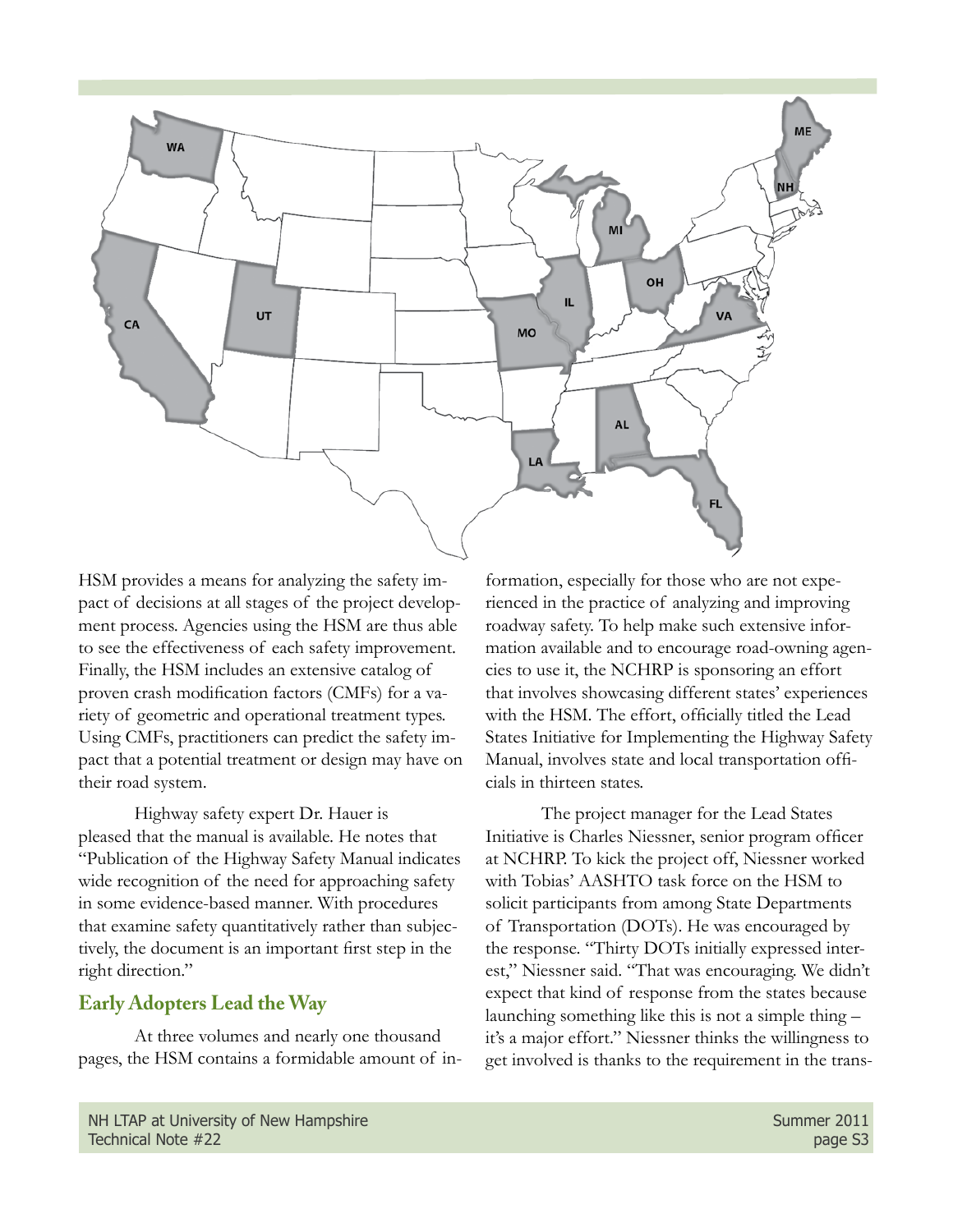HSM provides a means for analyzing the safety impact of decisions at all stages of the project development process. Agencies using the HSM are thus able to see the effectiveness of each safety improvement. Finally, the HSM includes an extensive catalog of proven crash modification factors (CMFs) for a variety of geometric and operational treatment types. Using CMFs, practitioners can predict the safety impact that a potential treatment or design may have on their road system.

Highway safety expert Dr. Hauer is pleased that the manual is available. He notes that "Publication of the Highway Safety Manual indicates wide recognition of the need for approaching safety in some evidence-based manner. With procedures that examine safety quantitatively rather than subjectively, the document is an important first step in the right direction."

## Early Adopters Lead the Way

At three volumes and nearly one thousand pages, the HSM contains a formidable amount of information, especially for those who are not experienced in the practice of analyzing and improving roadway safety. To help make such extensive information available and to encourage road-owning agencies to use it, the NCHRP is sponsoring an effort that involves showcasing different states' experiences with the HSM. The effort, officially titled the Lead States Initiative for Implementing the Highway Safety Manual, involves state and local transportation officials in thirteen states.

The project manager for the Lead States Initiative is Charles Niessner, senior program officer at NCHRP. To kick the project off, Niessner worked with Tobias' AASHTO task force on the HSM to solicit participants from among State Departments of Transportation (DOTs). He was encouraged by the response. "Thirty DOTs initially expressed interest," Niessner said. "That was encouraging. We didn't expect that kind of response from the states because launching something like this is not a simple thing – it's a major effort." Niessner thinks the willingness to get involved is thanks to the requirement in the trans-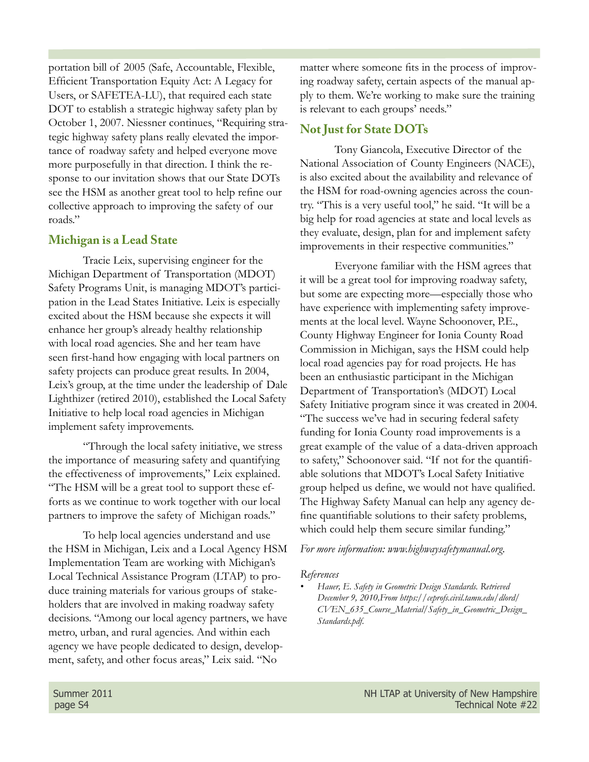portation bill of 2005 (Safe, Accountable, Flexible, Efficient Transportation Equity Act: A Legacy for Users, or SAFETEA-LU), that required each state DOT to establish a strategic highway safety plan by October 1, 2007. Niessner continues, "Requiring strategic highway safety plans really elevated the importance of roadway safety and helped everyone move more purposefully in that direction. I think the response to our invitation shows that our State DOTs see the HSM as another great tool to help refine our collective approach to improving the safety of our roads."

## Michigan is a Lead State

Tracie Leix, supervising engineer for the Michigan Department of Transportation (MDOT) Safety Programs Unit, is managing MDOT's participation in the Lead States Initiative. Leix is especially excited about the HSM because she expects it will enhance her group's already healthy relationship with local road agencies. She and her team have seen first-hand how engaging with local partners on safety projects can produce great results. In 2004, Leix's group, at the time under the leadership of Dale Lighthizer (retired 2010), established the Local Safety Initiative to help local road agencies in Michigan implement safety improvements.

"Through the local safety initiative, we stress the importance of measuring safety and quantifying the effectiveness of improvements," Leix explained. "The HSM will be a great tool to support these efforts as we continue to work together with our local partners to improve the safety of Michigan roads."

To help local agencies understand and use the HSM in Michigan, Leix and a Local Agency HSM Implementation Team are working with Michigan's Local Technical Assistance Program (LTAP) to produce training materials for various groups of stakeholders that are involved in making roadway safety decisions. "Among our local agency partners, we have metro, urban, and rural agencies. And within each agency we have people dedicated to design, development, safety, and other focus areas," Leix said. "No matter where someone fits in the process of improving roadway safety, certain aspects of the manual apply to them. We're working to make sure the training is relevant to each groups' needs."

## Not Just for State DOTs

Tony Giancola, Executive Director of the National Association of County Engineers (NACE), is also excited about the availability and relevance of the HSM for road-owning agencies across the country. "This is a very useful tool," he said. "It will be a big help for road agencies at state and local levels as they evaluate, design, plan for and implement safety improvements in their respective communities."

Everyone familiar with the HSM agrees that it will be a great tool for improving roadway safety, but some are expecting more—especially those who have experience with implementing safety improvements at the local level. Wayne Schoonover, P.E., County Highway Engineer for Ionia County Road Commission in Michigan, says the HSM could help local road agencies pay for road projects. He has been an enthusiastic participant in the Michigan Department of Transportation's (MDOT) Local Safety Initiative program since it was created in 2004. "The success we've had in securing federal safety funding for Ionia County road improvements is a great example of the value of a data-driven approach to safety," Schoonover said. "If not for the quantifiable solutions that MDOT's Local Safety Initiative group helped us define, we would not have qualified. The Highway Safety Manual can help any agency define quantifiable solutions to their safety problems, which could help them secure similar funding."

*For more information: www.highwaysafetymanual.org.*

*References*

- *Hauer, E. Safety in Geometric Design Standards. Retrieved December 9, 2010,From https://ceprofs.civil.tamu.edu/dlord/CVEN_635_Course_Material/Safety_in_Geometric_Design_Standards.pdf.*